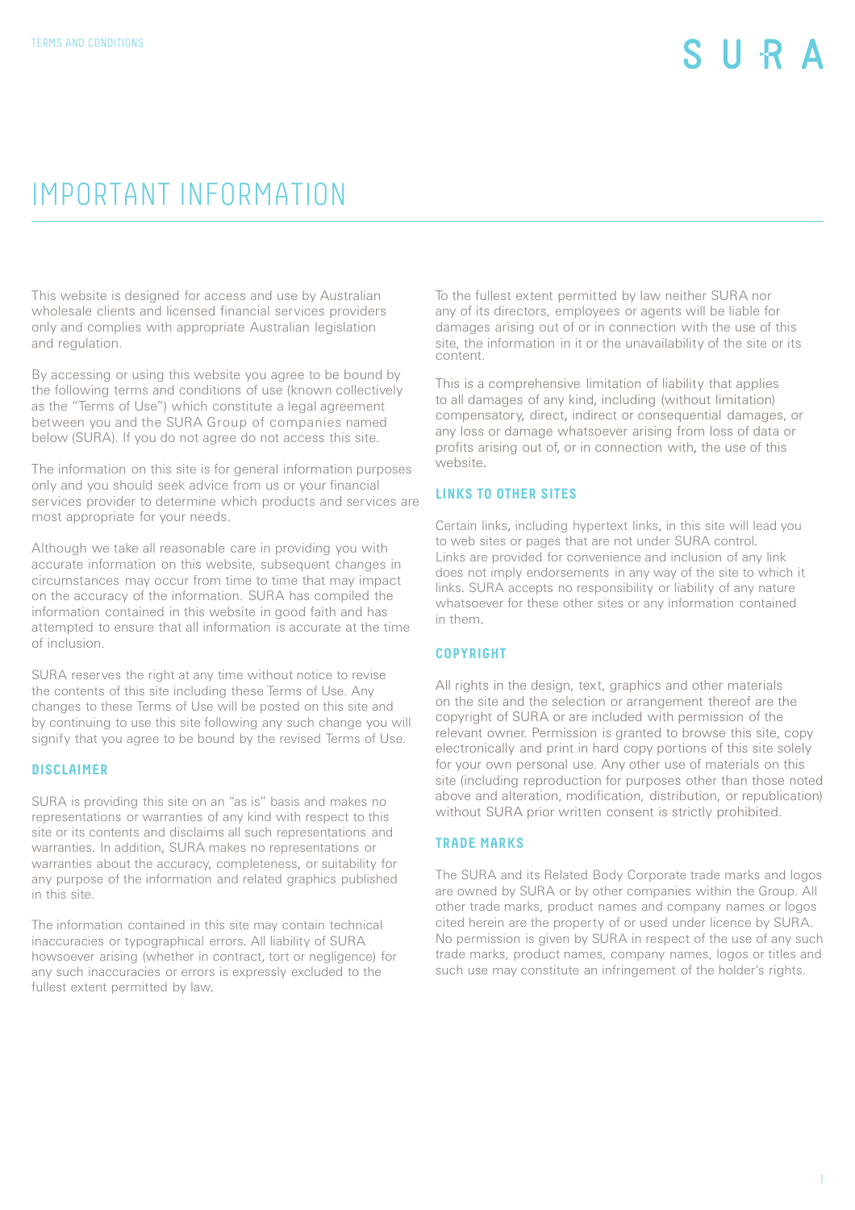# IMPORTANT INFORMATION

This website is designed for access and use by Australian wholesale clients and licensed financial services providers only and complies with appropriate Australian legislation and regulation.

By accessing or using this website you agree to be bound by the following terms and conditions of use (known collectively as the "Terms of Use") which constitute a legal agreement between you and the SURA Group of companies named below (SURA). If you do not agree do not access this site.

The information on this site is for general information purposes only and you should seek advice from us or your financial services provider to determine which products and services are most appropriate for your needs.

Although we take all reasonable care in providing you with accurate information on this website, subsequent changes in circumstances may occur from time to time that may impact on the accuracy of the information. SURA has compiled the information contained in this website in good faith and has attempted to ensure that all information is accurate at the time of inclusion.

SURA reserves the right at any time without notice to revise the contents of this site including these Terms of Use. Any changes to these Terms of Use will be posted on this site and by continuing to use this site following any such change you will signify that you agree to be bound by the revised Terms of Use.

## DISCLAIMER

SURA is providing this site on an "as is" basis and makes no representations or warranties of any kind with respect to this site or its contents and disclaims all such representations and warranties. In addition, SURA makes no representations or warranties about the accuracy, completeness, or suitability for any purpose of the information and related graphics published in this site.

The information contained in this site may contain technical inaccuracies or typographical errors. All liability of SURA howsoever arising (whether in contract, tort or negligence) for any such inaccuracies or errors is expressly excluded to the fullest extent permitted by law.

To the fullest extent permitted by law neither SURA nor any of its directors, employees or agents will be liable for damages arising out of or in connection with the use of this site, the information in it or the unavailability of the site or its content.

This is a comprehensive limitation of liability that applies to all damages of any kind, including (without limitation) compensatory, direct, indirect or consequential damages, or any loss or damage whatsoever arising from loss of data or profits arising out of, or in connection with, the use of this website.

## LINKS TO OTHER SITES

Certain links, including hypertext links, in this site will lead you to web sites or pages that are not under SURA control. Links are provided for convenience and inclusion of any link does not imply endorsements in any way of the site to which it links. SURA accepts no responsibility or liability of any nature whatsoever for these other sites or any information contained in them.

## COPYRIGHT

All rights in the design, text, graphics and other materials on the site and the selection or arrangement thereof are the copyright of SURA or are included with permission of the relevant owner. Permission is granted to browse this site, copy electronically and print in hard copy portions of this site solely for your own personal use. Any other use of materials on this site (including reproduction for purposes other than those noted above and alteration, modification, distribution, or republication) without SURA prior written consent is strictly prohibited.

## TRADE MARKS

The SURA and its Related Body Corporate trade marks and logos are owned by SURA or by other companies within the Group. All other trade marks, product names and company names or logos cited herein are the property of or used under licence by SURA. No permission is given by SURA in respect of the use of any such trade marks, product names, company names, logos or titles and such use may constitute an infringement of the holder's rights.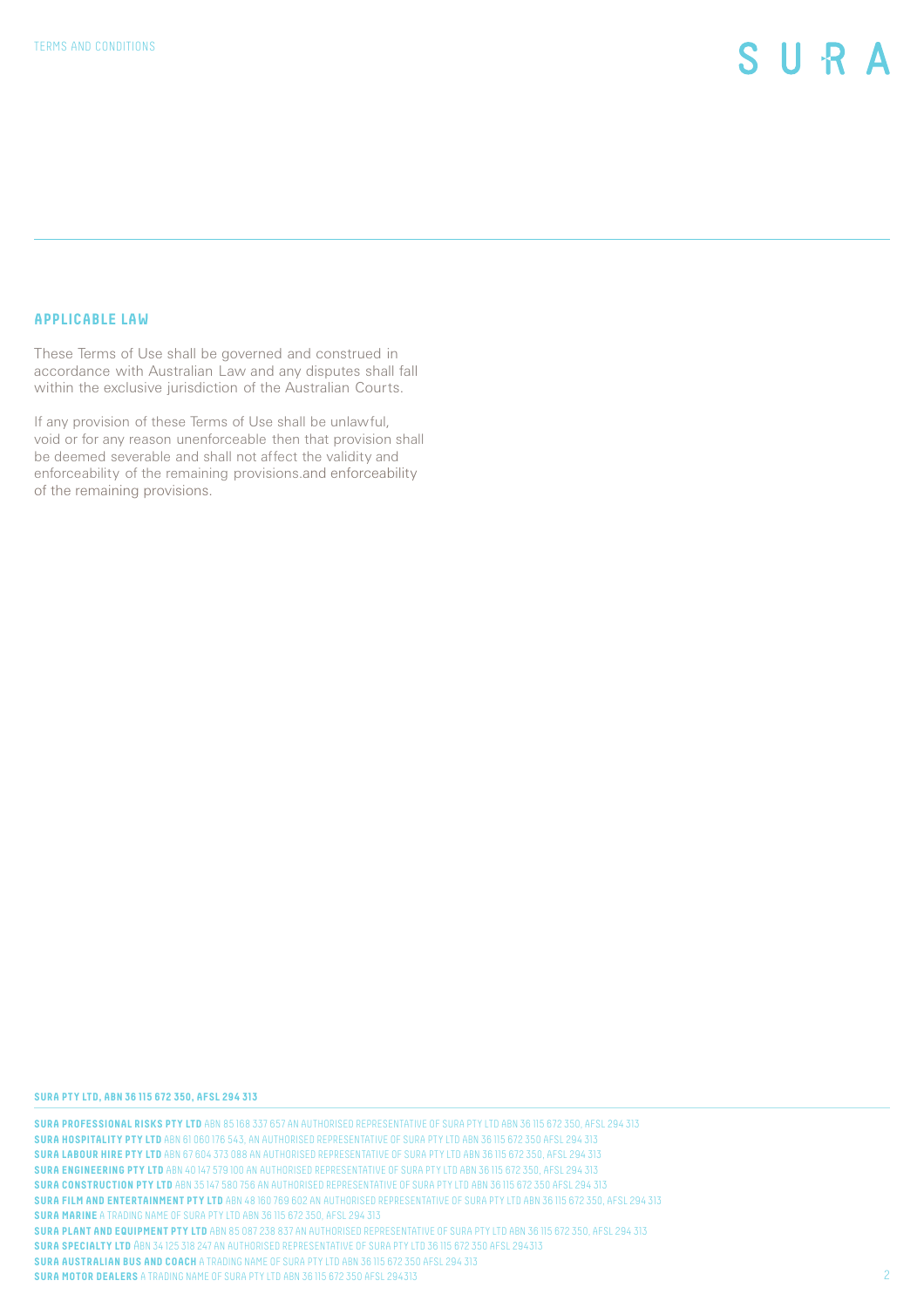## APPLICABLE LAW

These Terms of Use shall be governed and construed in accordance with Australian Law and any disputes shall fall within the exclusive jurisdiction of the Australian Courts.

If any provision of these Terms of Use shall be unlawful, void or for any reason unenforceable then that provision shall be deemed severable and shall not affect the validity and enforceability of the remaining provisions.and enforceability of the remaining provisions.

**SURA PTY LTD, ABN 36 115 672 350, AFSL 294 313**

**SURA PROFESSIONAL RISKS PTY LTD** ABN 85 168 337 657 AN AUTHORISED REPRESENTATIVE OF SURA PTY LTD ABN 36 115 672 350, AFSL 294 313
**SURA HOSPITALITY PTY LTD** ABN 61 060 176 543, AN AUTHORISED REPRESENTATIVE OF SURA PTY LTD ABN 36 115 672 350 AFSL 294 313
**SURA LABOUR HIRE PTY LTD** ABN 67 604 373 088 AN AUTHORISED REPRESENTATIVE OF SURA PTY LTD ABN 36 115 672 350, AFSL 294 313
**SURA ENGINEERING PTY LTD** ABN 40 147 579 100 AN AUTHORISED REPRESENTATIVE OF SURA PTY LTD ABN 36 115 672 350, AFSL 294 313
**SURA CONSTRUCTION PTY LTD** ABN 35 147 580 756 AN AUTHORISED REPRESENTATIVE OF SURA PTY LTD ABN 36 115 672 350 AFSL 294 313
**SURA FILM AND ENTERTAINMENT PTY LTD** ABN 48 160 769 602 AN AUTHORISED REPRESENTATIVE OF SURA PTY LTD ABN 36 115 672 350, AFSL 294 313
**SURA MARINE** A TRADING NAME OF SURA PTY LTD ABN 36 115 672 350, AFSL 294 313
**SURA PLANT AND EQUIPMENT PTY LTD** ABN 85 087 238 837 AN AUTHORISED REPRESENTATIVE OF SURA PTY LTD ABN 36 115 672 350, AFSL 294 313
**SURA SPECIALTY LTD** ABN 34 125 318 247 AN AUTHORISED REPRESENTATIVE OF SURA PTY LTD 36 115 672 350 AFSL 294313
**SURA AUSTRALIAN BUS AND COACH** A TRADING NAME OF SURA PTY LTD ABN 36 115 672 350 AFSL 294 313
**SURA MOTOR DEALERS** A TRADING NAME OF SURA PTY LTD ABN 36 115 672 350 AFSL 294313